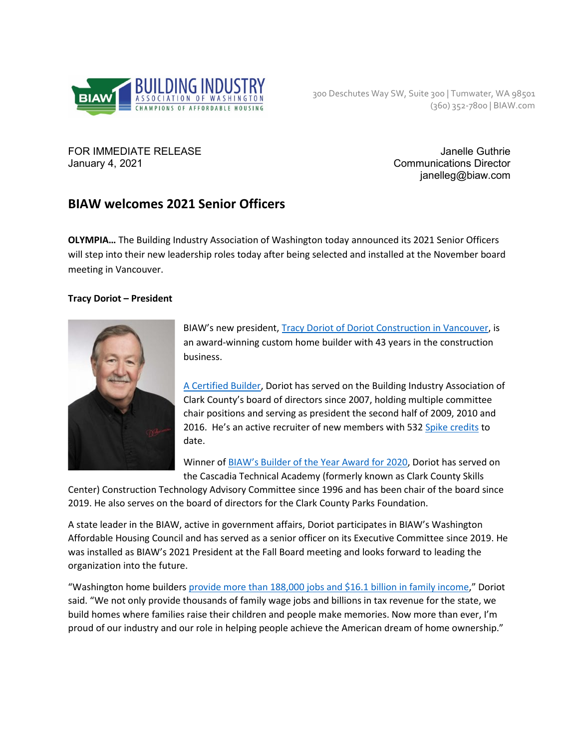BUILDING INDUSTRY ASSOCIATION OF WASHINGTON
CHAMPIONS OF AFFORDABLE HOUSING

300 Deschutes Way SW, Suite 300 | Tumwater, WA 98501
(360) 352-7800 | BIAW.com

FOR IMMEDIATE RELEASE
January 4, 2021

Janelle Guthrie
Communications Director
janelleg@biaw.com

## BIAW welcomes 2021 Senior Officers

**OLYMPIA…** The Building Industry Association of Washington today announced its 2021 Senior Officers will step into their new leadership roles today after being selected and installed at the November board meeting in Vancouver.

**Tracy Doriot – President**

BIAW's new president, Tracy Doriot of Doriot Construction in Vancouver, is an award-winning custom home builder with 43 years in the construction business.

A Certified Builder, Doriot has served on the Building Industry Association of Clark County's board of directors since 2007, holding multiple committee chair positions and serving as president the second half of 2009, 2010 and 2016. He's an active recruiter of new members with 532 Spike credits to date.

Winner of BIAW's Builder of the Year Award for 2020, Doriot has served on the Cascadia Technical Academy (formerly known as Clark County Skills Center) Construction Technology Advisory Committee since 1996 and has been chair of the board since 2019. He also serves on the board of directors for the Clark County Parks Foundation.

A state leader in the BIAW, active in government affairs, Doriot participates in BIAW's Washington Affordable Housing Council and has served as a senior officer on its Executive Committee since 2019. He was installed as BIAW's 2021 President at the Fall Board meeting and looks forward to leading the organization into the future.

"Washington home builders provide more than 188,000 jobs and $16.1 billion in family income," Doriot said. "We not only provide thousands of family wage jobs and billions in tax revenue for the state, we build homes where families raise their children and people make memories. Now more than ever, I'm proud of our industry and our role in helping people achieve the American dream of home ownership."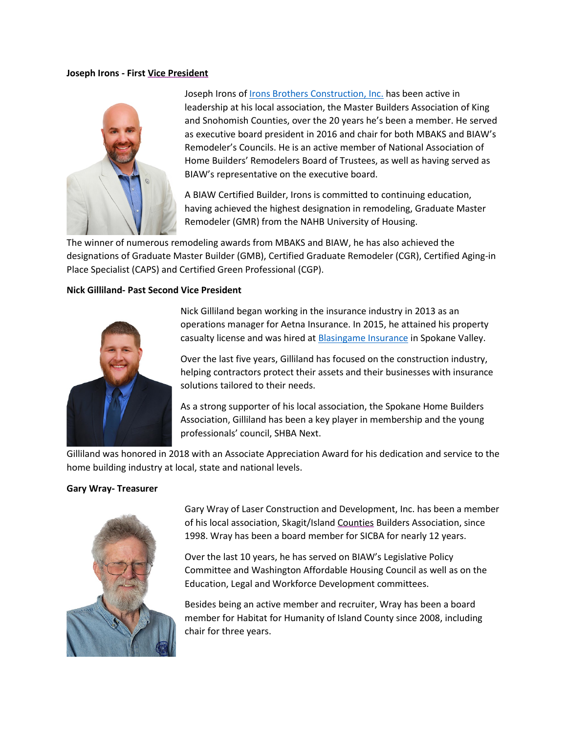**Joseph Irons - First Vice President**

Joseph Irons of Irons Brothers Construction, Inc. has been active in leadership at his local association, the Master Builders Association of King and Snohomish Counties, over the 20 years he's been a member. He served as executive board president in 2016 and chair for both MBAKS and BIAW's Remodeler's Councils. He is an active member of National Association of Home Builders' Remodelers Board of Trustees, as well as having served as BIAW's representative on the executive board.

A BIAW Certified Builder, Irons is committed to continuing education, having achieved the highest designation in remodeling, Graduate Master Remodeler (GMR) from the NAHB University of Housing.

The winner of numerous remodeling awards from MBAKS and BIAW, he has also achieved the designations of Graduate Master Builder (GMB), Certified Graduate Remodeler (CGR), Certified Aging-in Place Specialist (CAPS) and Certified Green Professional (CGP).

**Nick Gilliland- Past Second Vice President**

Nick Gilliland began working in the insurance industry in 2013 as an operations manager for Aetna Insurance. In 2015, he attained his property casualty license and was hired at Blasingame Insurance in Spokane Valley.

Over the last five years, Gilliland has focused on the construction industry, helping contractors protect their assets and their businesses with insurance solutions tailored to their needs.

As a strong supporter of his local association, the Spokane Home Builders Association, Gilliland has been a key player in membership and the young professionals' council, SHBA Next.

Gilliland was honored in 2018 with an Associate Appreciation Award for his dedication and service to the home building industry at local, state and national levels.

**Gary Wray- Treasurer**

Gary Wray of Laser Construction and Development, Inc. has been a member of his local association, Skagit/Island Counties Builders Association, since 1998. Wray has been a board member for SICBA for nearly 12 years.

Over the last 10 years, he has served on BIAW's Legislative Policy Committee and Washington Affordable Housing Council as well as on the Education, Legal and Workforce Development committees.

Besides being an active member and recruiter, Wray has been a board member for Habitat for Humanity of Island County since 2008, including chair for three years.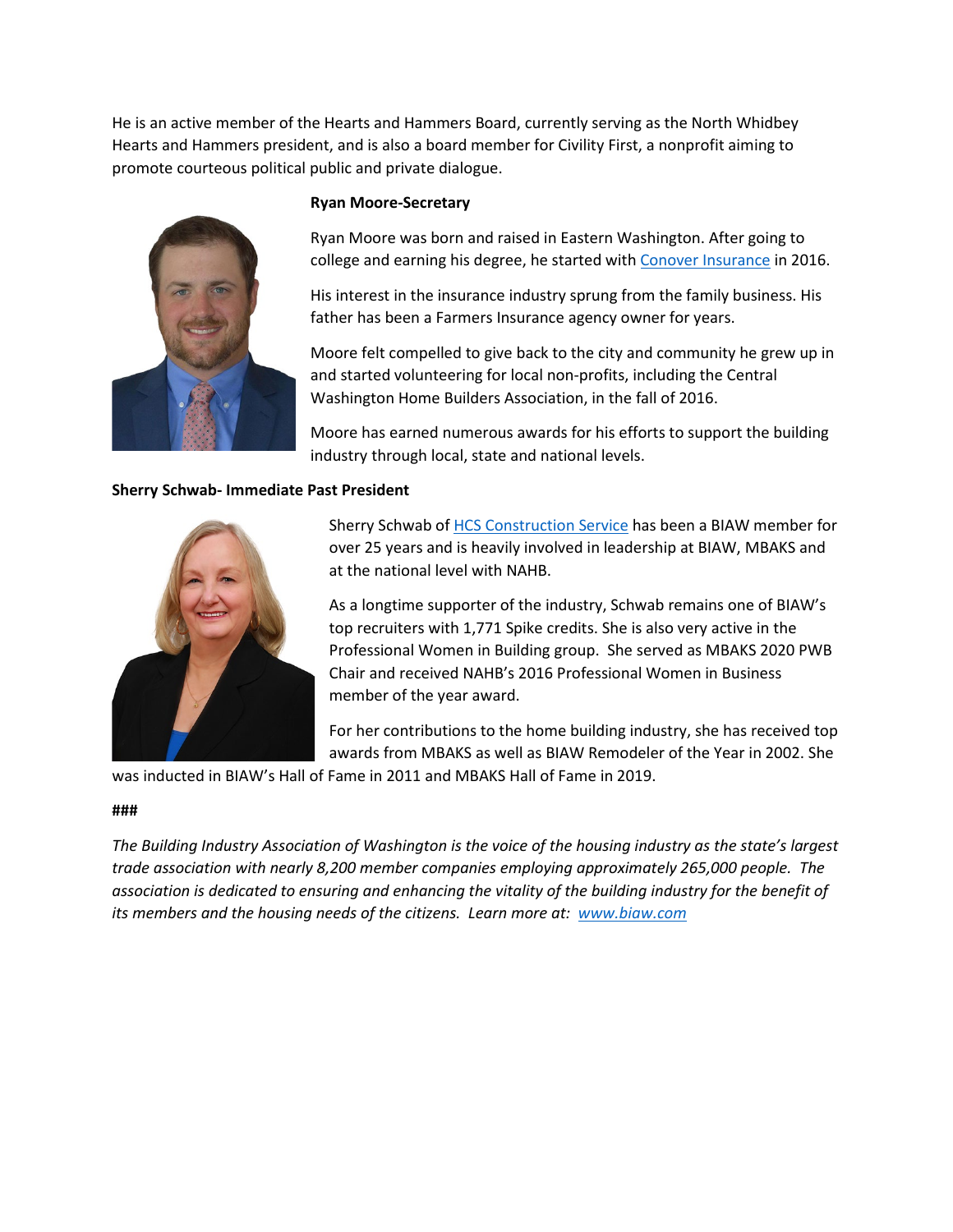He is an active member of the Hearts and Hammers Board, currently serving as the North Whidbey Hearts and Hammers president, and is also a board member for Civility First, a nonprofit aiming to promote courteous political public and private dialogue.

**Ryan Moore-Secretary**

Ryan Moore was born and raised in Eastern Washington. After going to college and earning his degree, he started with Conover Insurance in 2016.

His interest in the insurance industry sprung from the family business. His father has been a Farmers Insurance agency owner for years.

Moore felt compelled to give back to the city and community he grew up in and started volunteering for local non-profits, including the Central Washington Home Builders Association, in the fall of 2016.

Moore has earned numerous awards for his efforts to support the building industry through local, state and national levels.

**Sherry Schwab- Immediate Past President**

Sherry Schwab of HCS Construction Service has been a BIAW member for over 25 years and is heavily involved in leadership at BIAW, MBAKS and at the national level with NAHB.

As a longtime supporter of the industry, Schwab remains one of BIAW's top recruiters with 1,771 Spike credits. She is also very active in the Professional Women in Building group. She served as MBAKS 2020 PWB Chair and received NAHB's 2016 Professional Women in Business member of the year award.

For her contributions to the home building industry, she has received top awards from MBAKS as well as BIAW Remodeler of the Year in 2002. She was inducted in BIAW's Hall of Fame in 2011 and MBAKS Hall of Fame in 2019.

**###**

*The Building Industry Association of Washington is the voice of the housing industry as the state's largest trade association with nearly 8,200 member companies employing approximately 265,000 people. The association is dedicated to ensuring and enhancing the vitality of the building industry for the benefit of its members and the housing needs of the citizens. Learn more at: www.biaw.com*